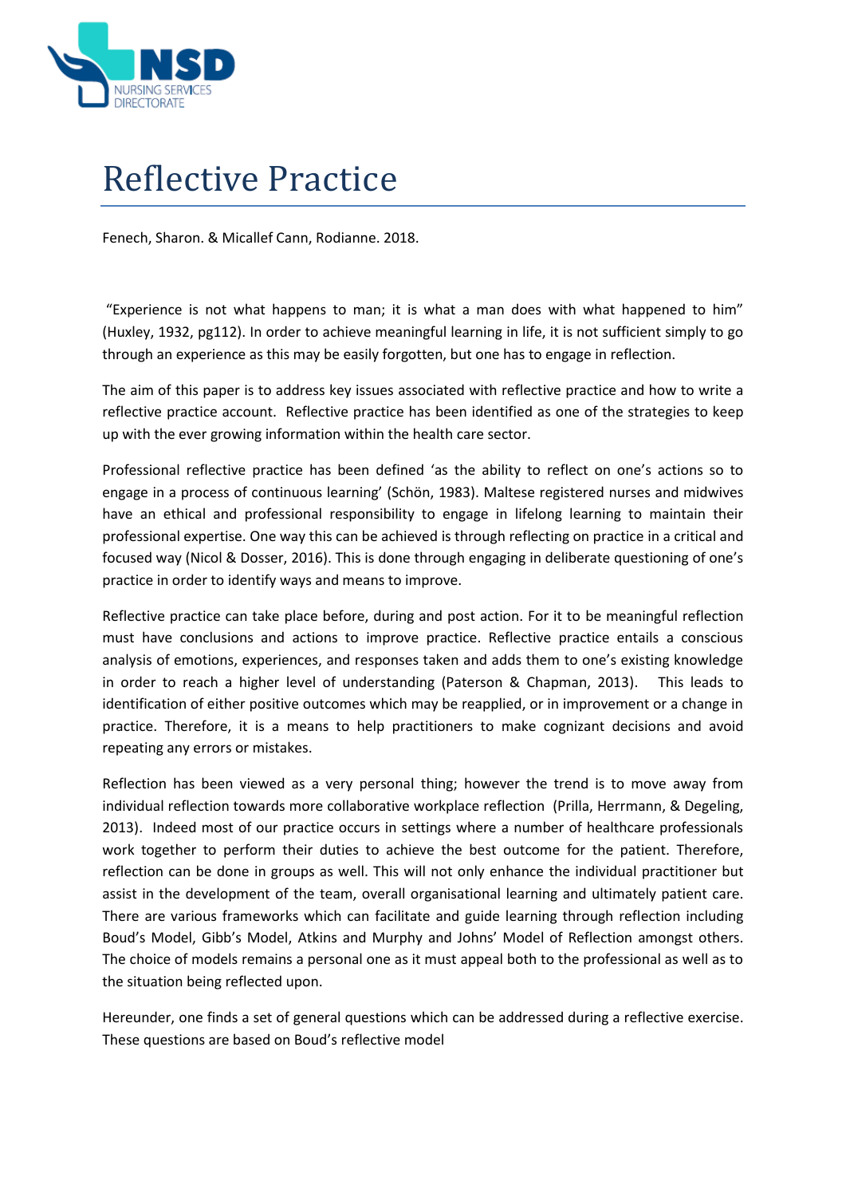# Reflective Practice

Fenech, Sharon. & Micallef Cann, Rodianne. 2018.

"Experience is not what happens to man; it is what a man does with what happened to him" (Huxley, 1932, pg112). In order to achieve meaningful learning in life, it is not sufficient simply to go through an experience as this may be easily forgotten, but one has to engage in reflection.

The aim of this paper is to address key issues associated with reflective practice and how to write a reflective practice account. Reflective practice has been identified as one of the strategies to keep up with the ever growing information within the health care sector.

Professional reflective practice has been defined 'as the ability to reflect on one's actions so to engage in a process of continuous learning' (Schön, 1983). Maltese registered nurses and midwives have an ethical and professional responsibility to engage in lifelong learning to maintain their professional expertise. One way this can be achieved is through reflecting on practice in a critical and focused way (Nicol & Dosser, 2016). This is done through engaging in deliberate questioning of one's practice in order to identify ways and means to improve.

Reflective practice can take place before, during and post action. For it to be meaningful reflection must have conclusions and actions to improve practice. Reflective practice entails a conscious analysis of emotions, experiences, and responses taken and adds them to one's existing knowledge in order to reach a higher level of understanding (Paterson & Chapman, 2013). This leads to identification of either positive outcomes which may be reapplied, or in improvement or a change in practice. Therefore, it is a means to help practitioners to make cognizant decisions and avoid repeating any errors or mistakes.

Reflection has been viewed as a very personal thing; however the trend is to move away from individual reflection towards more collaborative workplace reflection (Prilla, Herrmann, & Degeling, 2013). Indeed most of our practice occurs in settings where a number of healthcare professionals work together to perform their duties to achieve the best outcome for the patient. Therefore, reflection can be done in groups as well. This will not only enhance the individual practitioner but assist in the development of the team, overall organisational learning and ultimately patient care. There are various frameworks which can facilitate and guide learning through reflection including Boud's Model, Gibb's Model, Atkins and Murphy and Johns' Model of Reflection amongst others. The choice of models remains a personal one as it must appeal both to the professional as well as to the situation being reflected upon.

Hereunder, one finds a set of general questions which can be addressed during a reflective exercise. These questions are based on Boud's reflective model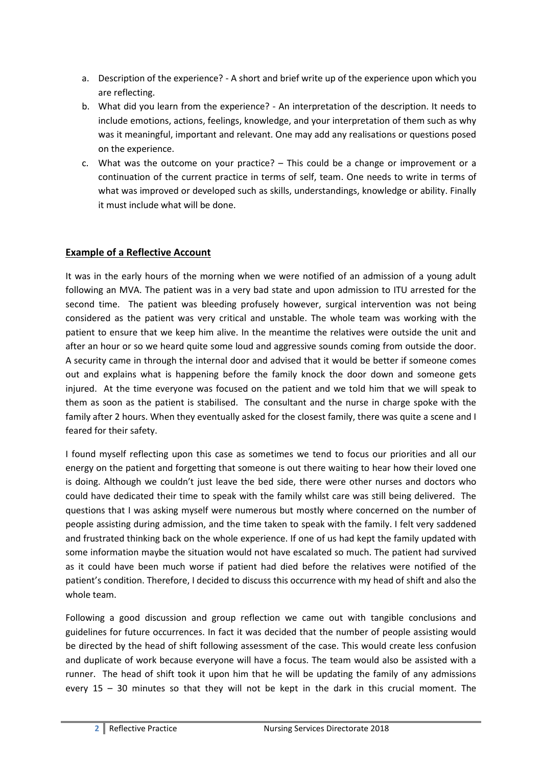a. Description of the experience? - A short and brief write up of the experience upon which you are reflecting.
b. What did you learn from the experience? - An interpretation of the description. It needs to include emotions, actions, feelings, knowledge, and your interpretation of them such as why was it meaningful, important and relevant. One may add any realisations or questions posed on the experience.
c. What was the outcome on your practice? – This could be a change or improvement or a continuation of the current practice in terms of self, team. One needs to write in terms of what was improved or developed such as skills, understandings, knowledge or ability. Finally it must include what will be done.

## Example of a Reflective Account

It was in the early hours of the morning when we were notified of an admission of a young adult following an MVA. The patient was in a very bad state and upon admission to ITU arrested for the second time. The patient was bleeding profusely however, surgical intervention was not being considered as the patient was very critical and unstable. The whole team was working with the patient to ensure that we keep him alive. In the meantime the relatives were outside the unit and after an hour or so we heard quite some loud and aggressive sounds coming from outside the door. A security came in through the internal door and advised that it would be better if someone comes out and explains what is happening before the family knock the door down and someone gets injured. At the time everyone was focused on the patient and we told him that we will speak to them as soon as the patient is stabilised. The consultant and the nurse in charge spoke with the family after 2 hours. When they eventually asked for the closest family, there was quite a scene and I feared for their safety.

I found myself reflecting upon this case as sometimes we tend to focus our priorities and all our energy on the patient and forgetting that someone is out there waiting to hear how their loved one is doing. Although we couldn't just leave the bed side, there were other nurses and doctors who could have dedicated their time to speak with the family whilst care was still being delivered. The questions that I was asking myself were numerous but mostly where concerned on the number of people assisting during admission, and the time taken to speak with the family. I felt very saddened and frustrated thinking back on the whole experience. If one of us had kept the family updated with some information maybe the situation would not have escalated so much. The patient had survived as it could have been much worse if patient had died before the relatives were notified of the patient's condition. Therefore, I decided to discuss this occurrence with my head of shift and also the whole team.

Following a good discussion and group reflection we came out with tangible conclusions and guidelines for future occurrences. In fact it was decided that the number of people assisting would be directed by the head of shift following assessment of the case. This would create less confusion and duplicate of work because everyone will have a focus. The team would also be assisted with a runner. The head of shift took it upon him that he will be updating the family of any admissions every 15 – 30 minutes so that they will not be kept in the dark in this crucial moment. The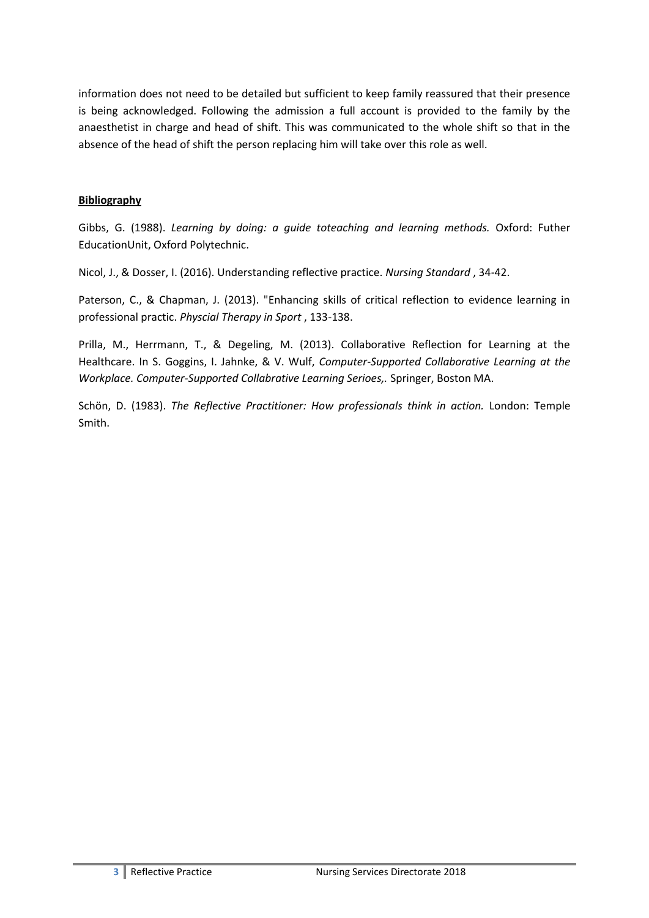information does not need to be detailed but sufficient to keep family reassured that their presence is being acknowledged. Following the admission a full account is provided to the family by the anaesthetist in charge and head of shift. This was communicated to the whole shift so that in the absence of the head of shift the person replacing him will take over this role as well.

**Bibliography**

Gibbs, G. (1988). *Learning by doing: a guide toteaching and learning methods.* Oxford: Futher EducationUnit, Oxford Polytechnic.

Nicol, J., & Dosser, I. (2016). Understanding reflective practice. *Nursing Standard* , 34-42.

Paterson, C., & Chapman, J. (2013). "Enhancing skills of critical reflection to evidence learning in professional practic. *Physcial Therapy in Sport* , 133-138.

Prilla, M., Herrmann, T., & Degeling, M. (2013). Collaborative Reflection for Learning at the Healthcare. In S. Goggins, I. Jahnke, & V. Wulf, *Computer-Supported Collaborative Learning at the Workplace. Computer-Supported Collabrative Learning Serioes,.* Springer, Boston MA.

Schön, D. (1983). *The Reflective Practitioner: How professionals think in action.* London: Temple Smith.